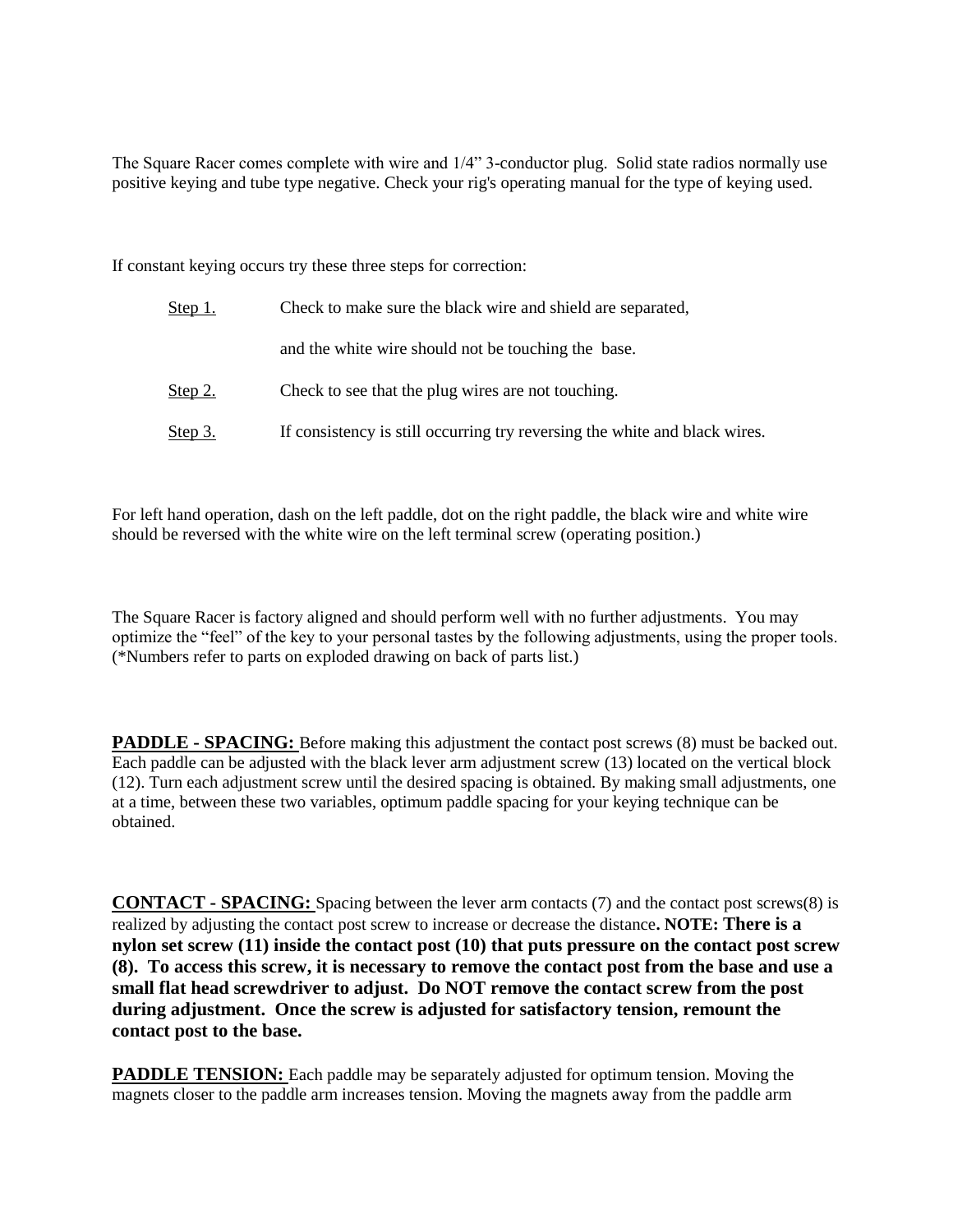The Square Racer comes complete with wire and 1/4" 3-conductor plug. Solid state radios normally use positive keying and tube type negative. Check your rig's operating manual for the type of keying used.

If constant keying occurs try these three steps for correction:

<u>Step 1.</u> Check to make sure the black wire and shield are separated, and the white wire should not be touching the base.

<u>Step 2.</u> Check to see that the plug wires are not touching.

<u>Step 3.</u> If consistency is still occurring try reversing the white and black wires.

For left hand operation, dash on the left paddle, dot on the right paddle, the black wire and white wire should be reversed with the white wire on the left terminal screw (operating position.)

The Square Racer is factory aligned and should perform well with no further adjustments. You may optimize the "feel" of the key to your personal tastes by the following adjustments, using the proper tools. (*Numbers refer to parts on exploded drawing on back of parts list.)

**<u>PADDLE - SPACING:</u>** Before making this adjustment the contact post screws (8) must be backed out. Each paddle can be adjusted with the black lever arm adjustment screw (13) located on the vertical block (12). Turn each adjustment screw until the desired spacing is obtained. By making small adjustments, one at a time, between these two variables, optimum paddle spacing for your keying technique can be obtained.

**<u>CONTACT - SPACING:</u>** Spacing between the lever arm contacts (7) and the contact post screws(8) is realized by adjusting the contact post screw to increase or decrease the distance**. NOTE: There is a nylon set screw (11) inside the contact post (10) that puts pressure on the contact post screw (8). To access this screw, it is necessary to remove the contact post from the base and use a small flat head screwdriver to adjust. Do NOT remove the contact screw from the post during adjustment. Once the screw is adjusted for satisfactory tension, remount the contact post to the base.**

**<u>PADDLE TENSION:</u>** Each paddle may be separately adjusted for optimum tension. Moving the magnets closer to the paddle arm increases tension. Moving the magnets away from the paddle arm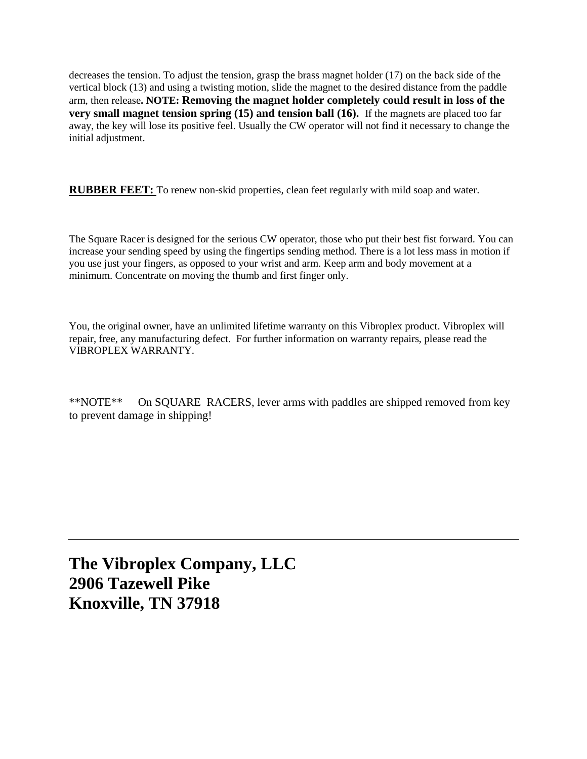decreases the tension. To adjust the tension, grasp the brass magnet holder (17) on the back side of the vertical block (13) and using a twisting motion, slide the magnet to the desired distance from the paddle arm, then release**. NOTE: Removing the magnet holder completely could result in loss of the very small magnet tension spring (15) and tension ball (16).** If the magnets are placed too far away, the key will lose its positive feel. Usually the CW operator will not find it necessary to change the initial adjustment.

**RUBBER FEET:** To renew non-skid properties, clean feet regularly with mild soap and water.

The Square Racer is designed for the serious CW operator, those who put their best fist forward. You can increase your sending speed by using the fingertips sending method. There is a lot less mass in motion if you use just your fingers, as opposed to your wrist and arm. Keep arm and body movement at a minimum. Concentrate on moving the thumb and first finger only.

You, the original owner, have an unlimited lifetime warranty on this Vibroplex product. Vibroplex will repair, free, any manufacturing defect. For further information on warranty repairs, please read the VIBROPLEX WARRANTY.

\*\*NOTE\*\* On SQUARE RACERS, lever arms with paddles are shipped removed from key to prevent damage in shipping!

---

**The Vibroplex Company, LLC**
**2906 Tazewell Pike**
**Knoxville, TN 37918**